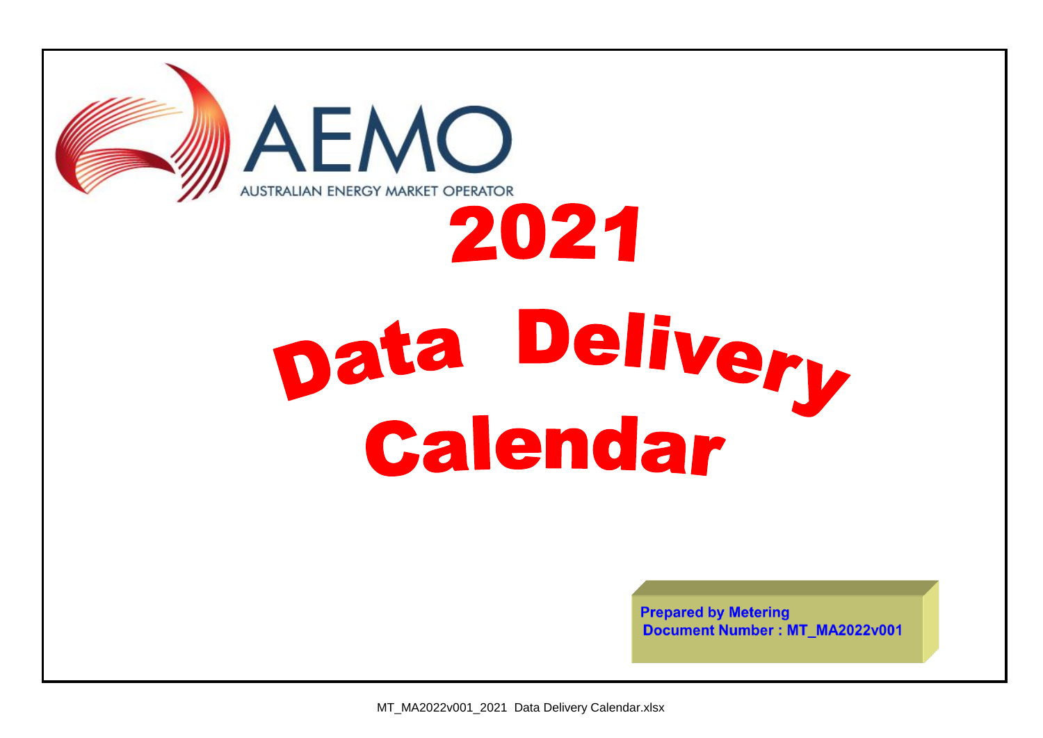AEMO

AUSTRALIAN ENERGY MARKET OPERATOR

# 2021

# Data Delivery Calendar

**Prepared by Metering**
**Document Number : MT_MA2022v001**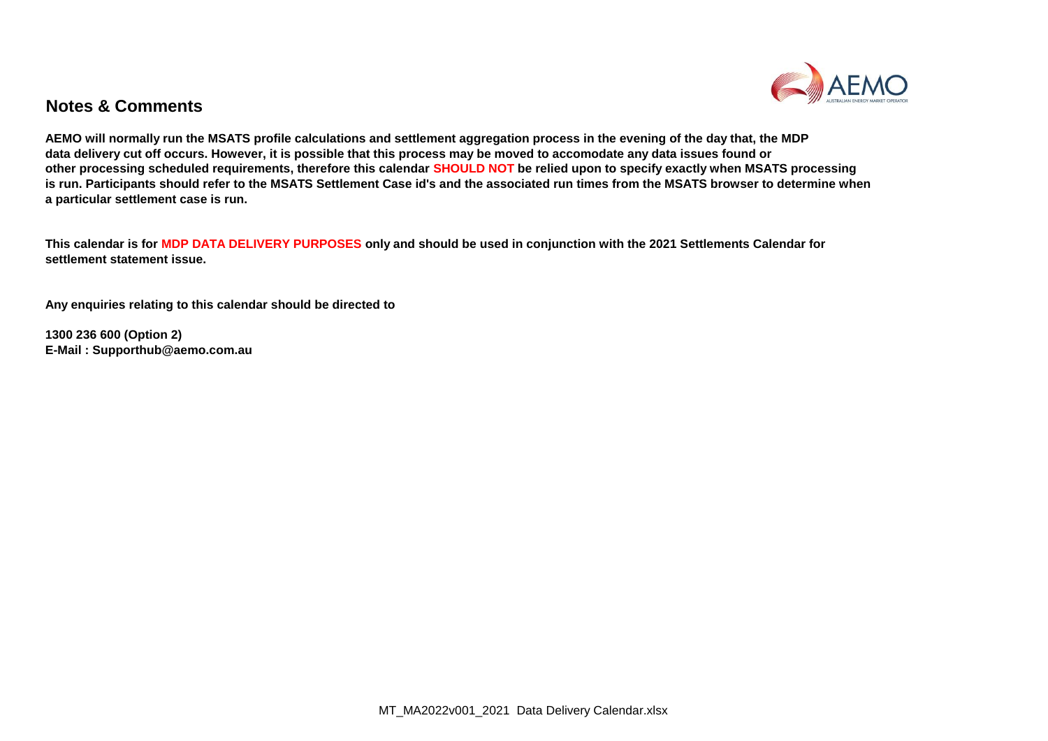## Notes & Comments

**AEMO will normally run the MSATS profile calculations and settlement aggregation process in the evening of the day that, the MDP data delivery cut off occurs. However, it is possible that this process may be moved to accomodate any data issues found or other processing scheduled requirements, therefore this calendar SHOULD NOT be relied upon to specify exactly when MSATS processing is run. Participants should refer to the MSATS Settlement Case id's and the associated run times from the MSATS browser to determine when a particular settlement case is run.**

**This calendar is for MDP DATA DELIVERY PURPOSES only and should be used in conjunction with the 2021 Settlements Calendar for settlement statement issue.**

**Any enquiries relating to this calendar should be directed to**

**1300 236 600 (Option 2)**
**E-Mail : Supporthub@aemo.com.au**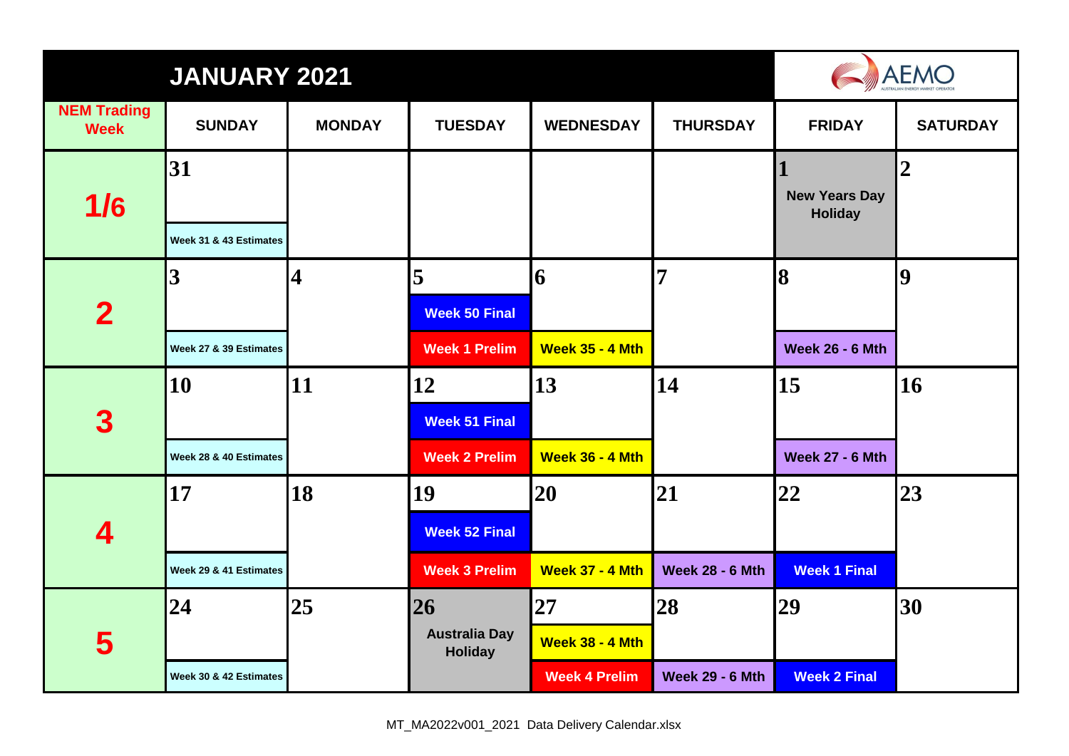# JANUARY 2021

AEMO

| NEM Trading Week | SUNDAY | MONDAY | TUESDAY | WEDNESDAY | THURSDAY | FRIDAY | SATURDAY |
|---|---|---|---|---|---|---|---|
| 1/6 | 31<br>Week 31 & 43 Estimates | | | | | 1<br>New Years Day Holiday | 2 |
| 2 | 3<br>Week 27 & 39 Estimates | 4 | 5<br>Week 50 Final<br>Week 1 Prelim | 6<br>Week 35 - 4 Mth | 7 | 8<br>Week 26 - 6 Mth | 9 |
| 3 | 10<br>Week 28 & 40 Estimates | 11 | 12<br>Week 51 Final<br>Week 2 Prelim | 13<br>Week 36 - 4 Mth | 14 | 15<br>Week 27 - 6 Mth | 16 |
| 4 | 17<br>Week 29 & 41 Estimates | 18 | 19<br>Week 52 Final<br>Week 3 Prelim | 20<br>Week 37 - 4 Mth | 21<br>Week 28 - 6 Mth | 22<br>Week 1 Final | 23 |
| 5 | 24<br>Week 30 & 42 Estimates | 25 | 26<br>Australia Day Holiday | 27<br>Week 38 - 4 Mth<br>Week 4 Prelim | 28<br>Week 29 - 6 Mth | 29<br>Week 2 Final | 30 |

MT_MA2022v001_2021 Data Delivery Calendar.xlsx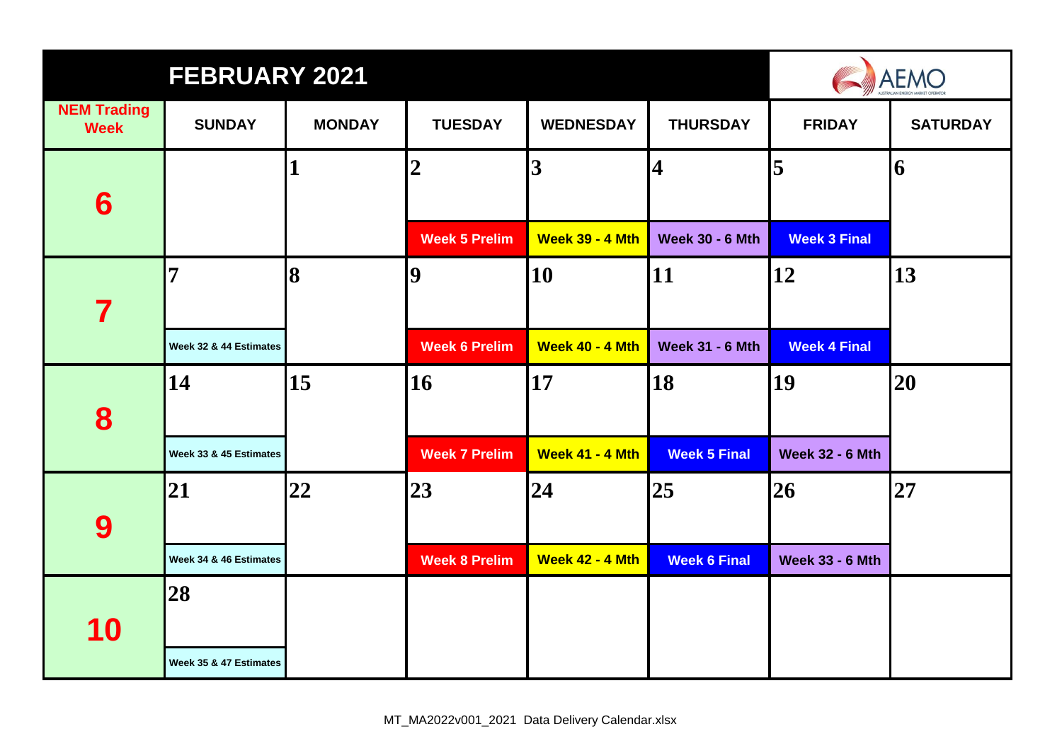| FEBRUARY 2021 | | | | | | | AEMO |
|---|---|---|---|---|---|---|---|
| **NEM Trading Week** | **SUNDAY** | **MONDAY** | **TUESDAY** | **WEDNESDAY** | **THURSDAY** | **FRIDAY** | **SATURDAY** |
| **6** | | **1** | **2** Week 5 Prelim | **3** Week 39 - 4 Mth | **4** Week 30 - 6 Mth | **5** Week 3 Final | **6** |
| **7** | **7** Week 32 & 44 Estimates | **8** | **9** Week 6 Prelim | **10** Week 40 - 4 Mth | **11** Week 31 - 6 Mth | **12** Week 4 Final | **13** |
| **8** | **14** Week 33 & 45 Estimates | **15** | **16** Week 7 Prelim | **17** Week 41 - 4 Mth | **18** Week 5 Final | **19** Week 32 - 6 Mth | **20** |
| **9** | **21** Week 34 & 46 Estimates | **22** | **23** Week 8 Prelim | **24** Week 42 - 4 Mth | **25** Week 6 Final | **26** Week 33 - 6 Mth | **27** |
| **10** | **28** Week 35 & 47 Estimates | | | | | | |

MT_MA2022v001_2021 Data Delivery Calendar.xlsx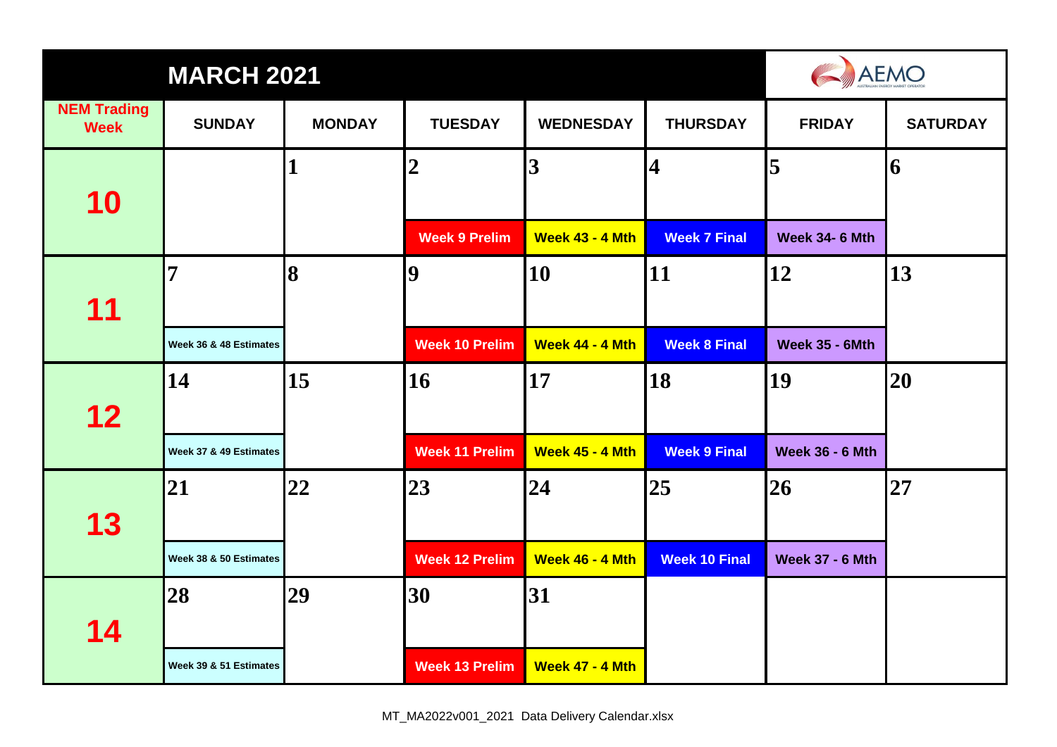# MARCH 2021

AEMO

| NEM Trading Week | SUNDAY | MONDAY | TUESDAY | WEDNESDAY | THURSDAY | FRIDAY | SATURDAY |
|---|---|---|---|---|---|---|---|
| 10 | | 1 | 2<br>Week 9 Prelim | 3<br>Week 43 - 4 Mth | 4<br>Week 7 Final | 5<br>Week 34- 6 Mth | 6 |
| 11 | 7<br>Week 36 & 48 Estimates | 8 | 9<br>Week 10 Prelim | 10<br>Week 44 - 4 Mth | 11<br>Week 8 Final | 12<br>Week 35 - 6Mth | 13 |
| 12 | 14<br>Week 37 & 49 Estimates | 15 | 16<br>Week 11 Prelim | 17<br>Week 45 - 4 Mth | 18<br>Week 9 Final | 19<br>Week 36 - 6 Mth | 20 |
| 13 | 21<br>Week 38 & 50 Estimates | 22 | 23<br>Week 12 Prelim | 24<br>Week 46 - 4 Mth | 25<br>Week 10 Final | 26<br>Week 37 - 6 Mth | 27 |
| 14 | 28<br>Week 39 & 51 Estimates | 29 | 30<br>Week 13 Prelim | 31<br>Week 47 - 4 Mth | | | |

MT_MA2022v001_2021 Data Delivery Calendar.xlsx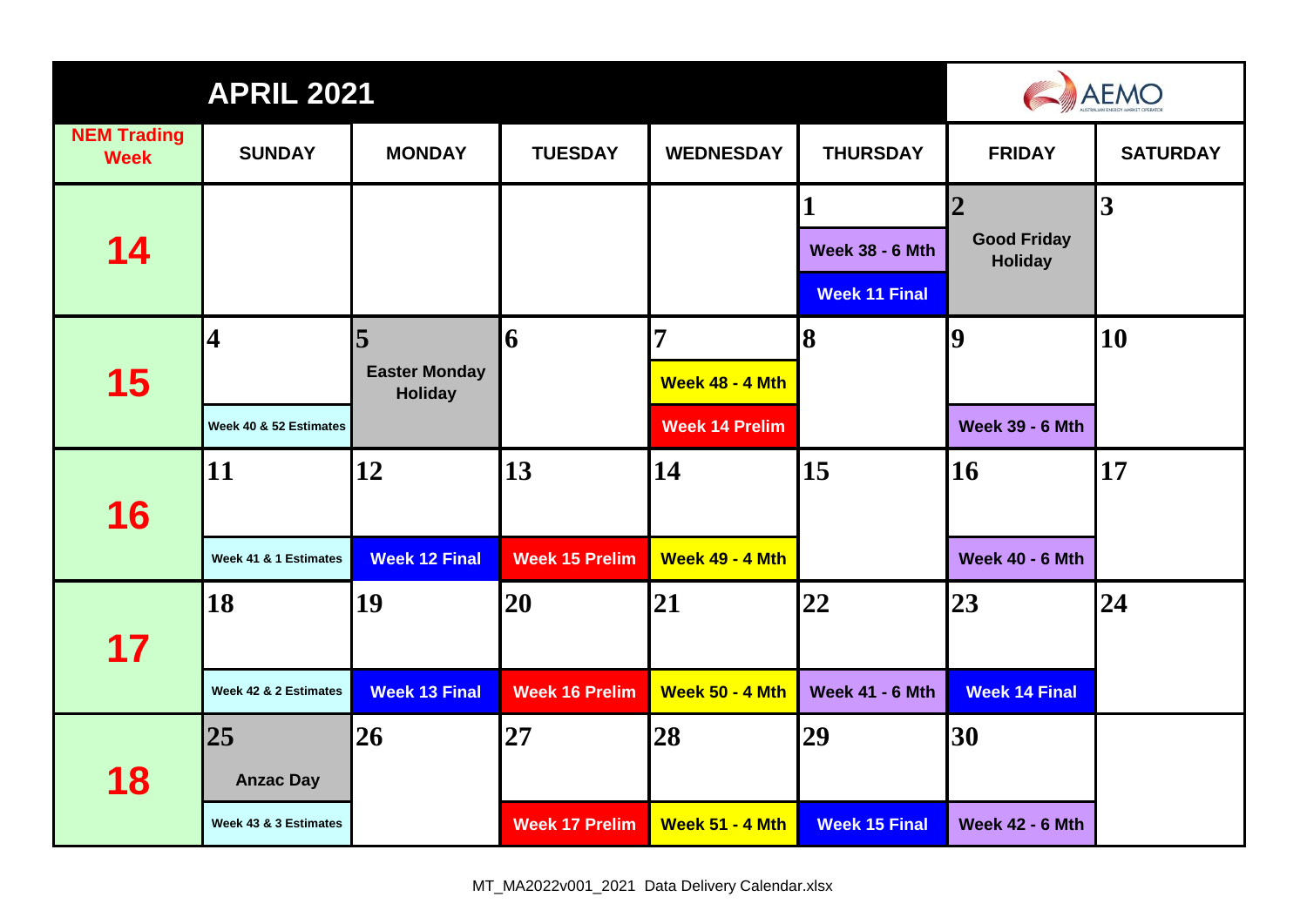# APRIL 2021

AEMO

| NEM Trading Week | SUNDAY | MONDAY | TUESDAY | WEDNESDAY | THURSDAY | FRIDAY | SATURDAY |
|---|---|---|---|---|---|---|---|
| 14 | | | | | 1<br>Week 38 - 6 Mth<br>Week 11 Final | 2<br>Good Friday Holiday | 3 |
| 15 | 4<br>Week 40 & 52 Estimates | 5<br>Easter Monday Holiday | 6 | 7<br>Week 48 - 4 Mth<br>Week 14 Prelim | 8 | 9<br>Week 39 - 6 Mth | 10 |
| 16 | 11<br>Week 41 & 1 Estimates | 12<br>Week 12 Final | 13<br>Week 15 Prelim | 14<br>Week 49 - 4 Mth | 15 | 16<br>Week 40 - 6 Mth | 17 |
| 17 | 18<br>Week 42 & 2 Estimates | 19<br>Week 13 Final | 20<br>Week 16 Prelim | 21<br>Week 50 - 4 Mth | 22<br>Week 41 - 6 Mth | 23<br>Week 14 Final | 24 |
| 18 | 25<br>Anzac Day<br>Week 43 & 3 Estimates | 26 | 27<br>Week 17 Prelim | 28<br>Week 51 - 4 Mth | 29<br>Week 15 Final | 30<br>Week 42 - 6 Mth | |

MT_MA2022v001_2021 Data Delivery Calendar.xlsx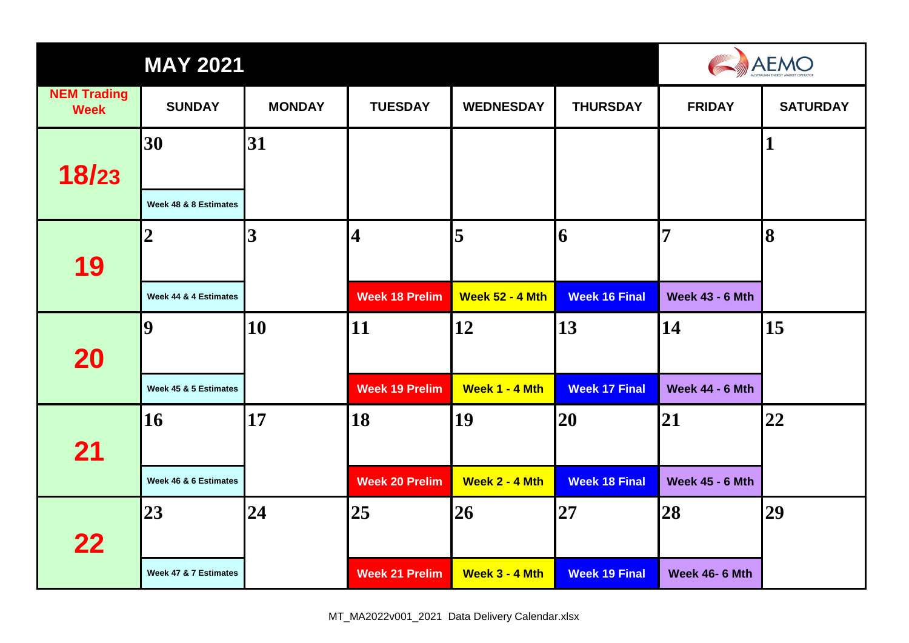# MAY 2021

AEMO

| NEM Trading Week | SUNDAY | MONDAY | TUESDAY | WEDNESDAY | THURSDAY | FRIDAY | SATURDAY |
|---|---|---|---|---|---|---|---|
| 18/23 | 30<br>Week 48 & 8 Estimates | 31 | | | | | 1 |
| 19 | 2<br>Week 44 & 4 Estimates | 3 | 4<br>Week 18 Prelim | 5<br>Week 52 - 4 Mth | 6<br>Week 16 Final | 7<br>Week 43 - 6 Mth | 8 |
| 20 | 9<br>Week 45 & 5 Estimates | 10 | 11<br>Week 19 Prelim | 12<br>Week 1 - 4 Mth | 13<br>Week 17 Final | 14<br>Week 44 - 6 Mth | 15 |
| 21 | 16<br>Week 46 & 6 Estimates | 17 | 18<br>Week 20 Prelim | 19<br>Week 2 - 4 Mth | 20<br>Week 18 Final | 21<br>Week 45 - 6 Mth | 22 |
| 22 | 23<br>Week 47 & 7 Estimates | 24 | 25<br>Week 21 Prelim | 26<br>Week 3 - 4 Mth | 27<br>Week 19 Final | 28<br>Week 46- 6 Mth | 29 |

MT_MA2022v001_2021 Data Delivery Calendar.xlsx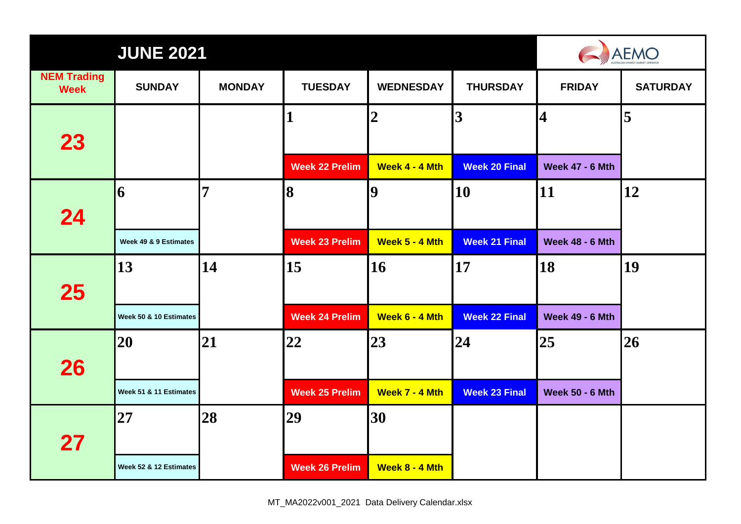# JUNE 2021

AEMO

| NEM Trading Week | SUNDAY | MONDAY | TUESDAY | WEDNESDAY | THURSDAY | FRIDAY | SATURDAY |
|---|---|---|---|---|---|---|---|
| 23 | | | 1<br>Week 22 Prelim | 2<br>Week 4 - 4 Mth | 3<br>Week 20 Final | 4<br>Week 47 - 6 Mth | 5 |
| 24 | 6<br>Week 49 & 9 Estimates | 7 | 8<br>Week 23 Prelim | 9<br>Week 5 - 4 Mth | 10<br>Week 21 Final | 11<br>Week 48 - 6 Mth | 12 |
| 25 | 13<br>Week 50 & 10 Estimates | 14 | 15<br>Week 24 Prelim | 16<br>Week 6 - 4 Mth | 17<br>Week 22 Final | 18<br>Week 49 - 6 Mth | 19 |
| 26 | 20<br>Week 51 & 11 Estimates | 21 | 22<br>Week 25 Prelim | 23<br>Week 7 - 4 Mth | 24<br>Week 23 Final | 25<br>Week 50 - 6 Mth | 26 |
| 27 | 27<br>Week 52 & 12 Estimates | 28 | 29<br>Week 26 Prelim | 30<br>Week 8 - 4 Mth | | | |

MT_MA2022v001_2021 Data Delivery Calendar.xlsx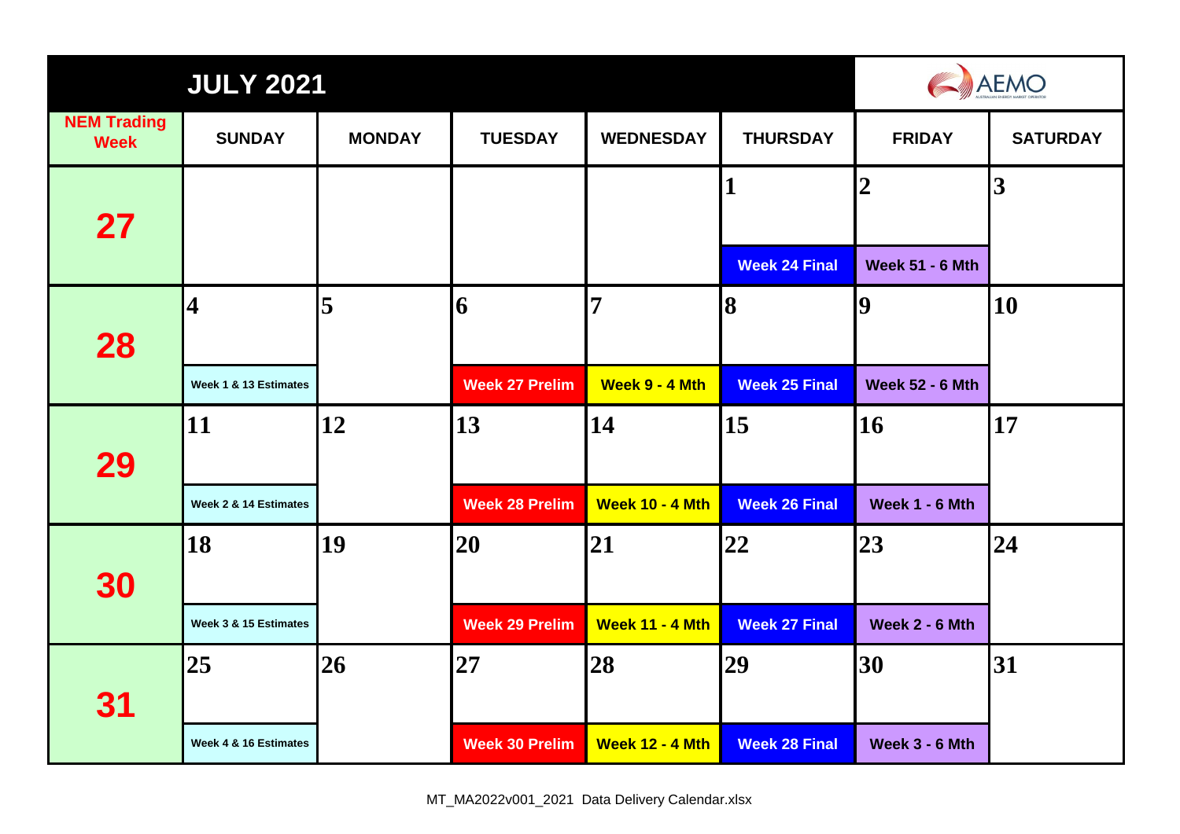# JULY 2021

AEMO

| NEM Trading Week | SUNDAY | MONDAY | TUESDAY | WEDNESDAY | THURSDAY | FRIDAY | SATURDAY |
|---|---|---|---|---|---|---|---|
| 27 | | | | | 1<br>Week 24 Final | 2<br>Week 51 - 6 Mth | 3 |
| 28 | 4<br>Week 1 & 13 Estimates | 5 | 6<br>Week 27 Prelim | 7<br>Week 9 - 4 Mth | 8<br>Week 25 Final | 9<br>Week 52 - 6 Mth | 10 |
| 29 | 11<br>Week 2 & 14 Estimates | 12 | 13<br>Week 28 Prelim | 14<br>Week 10 - 4 Mth | 15<br>Week 26 Final | 16<br>Week 1 - 6 Mth | 17 |
| 30 | 18<br>Week 3 & 15 Estimates | 19 | 20<br>Week 29 Prelim | 21<br>Week 11 - 4 Mth | 22<br>Week 27 Final | 23<br>Week 2 - 6 Mth | 24 |
| 31 | 25<br>Week 4 & 16 Estimates | 26 | 27<br>Week 30 Prelim | 28<br>Week 12 - 4 Mth | 29<br>Week 28 Final | 30<br>Week 3 - 6 Mth | 31 |

MT_MA2022v001_2021 Data Delivery Calendar.xlsx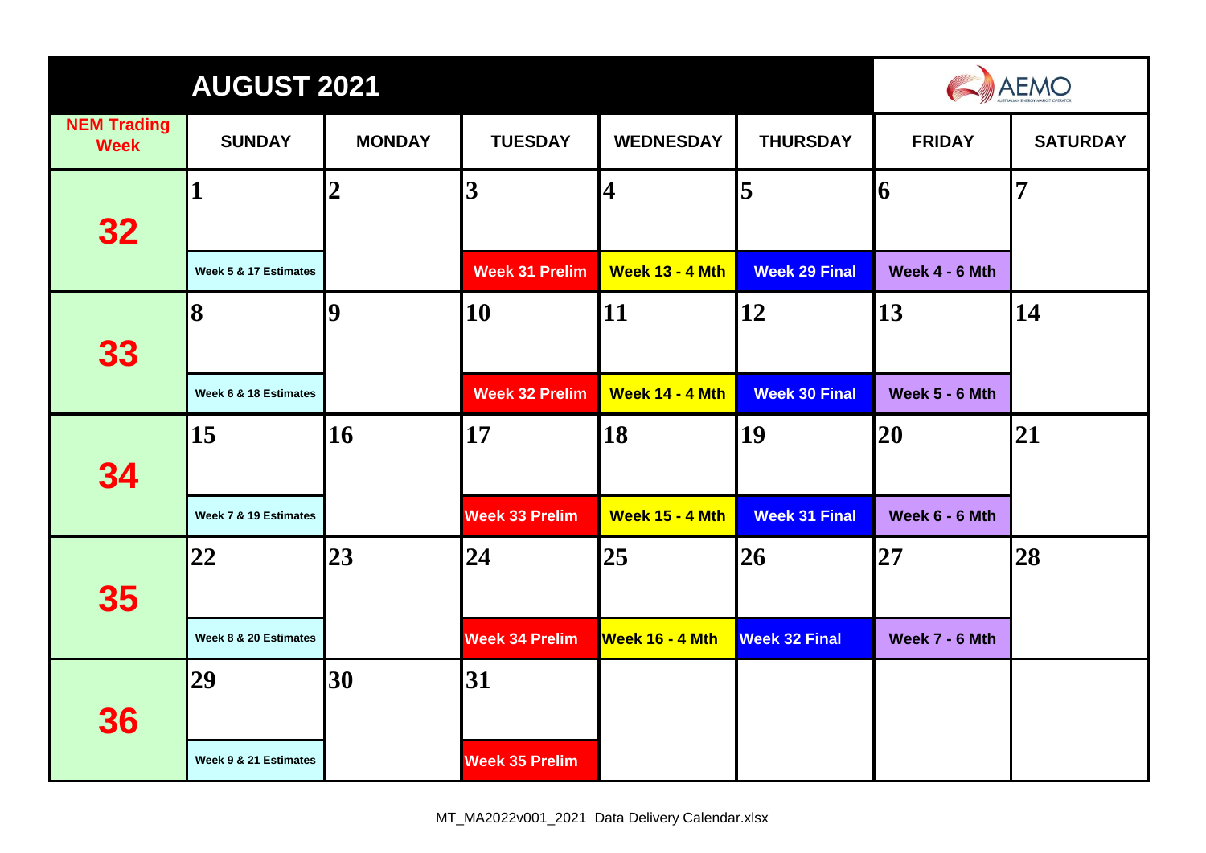# AUGUST 2021

AEMO

| NEM Trading Week | SUNDAY | MONDAY | TUESDAY | WEDNESDAY | THURSDAY | FRIDAY | SATURDAY |
|---|---|---|---|---|---|---|---|
| 32 | 1<br>Week 5 & 17 Estimates | 2 | 3<br>Week 31 Prelim | 4<br>Week 13 - 4 Mth | 5<br>Week 29 Final | 6<br>Week 4 - 6 Mth | 7 |
| 33 | 8<br>Week 6 & 18 Estimates | 9 | 10<br>Week 32 Prelim | 11<br>Week 14 - 4 Mth | 12<br>Week 30 Final | 13<br>Week 5 - 6 Mth | 14 |
| 34 | 15<br>Week 7 & 19 Estimates | 16 | 17<br>Week 33 Prelim | 18<br>Week 15 - 4 Mth | 19<br>Week 31 Final | 20<br>Week 6 - 6 Mth | 21 |
| 35 | 22<br>Week 8 & 20 Estimates | 23 | 24<br>Week 34 Prelim | 25<br>Week 16 - 4 Mth | 26<br>Week 32 Final | 27<br>Week 7 - 6 Mth | 28 |
| 36 | 29<br>Week 9 & 21 Estimates | 30 | 31<br>Week 35 Prelim | | | | |

MT_MA2022v001_2021 Data Delivery Calendar.xlsx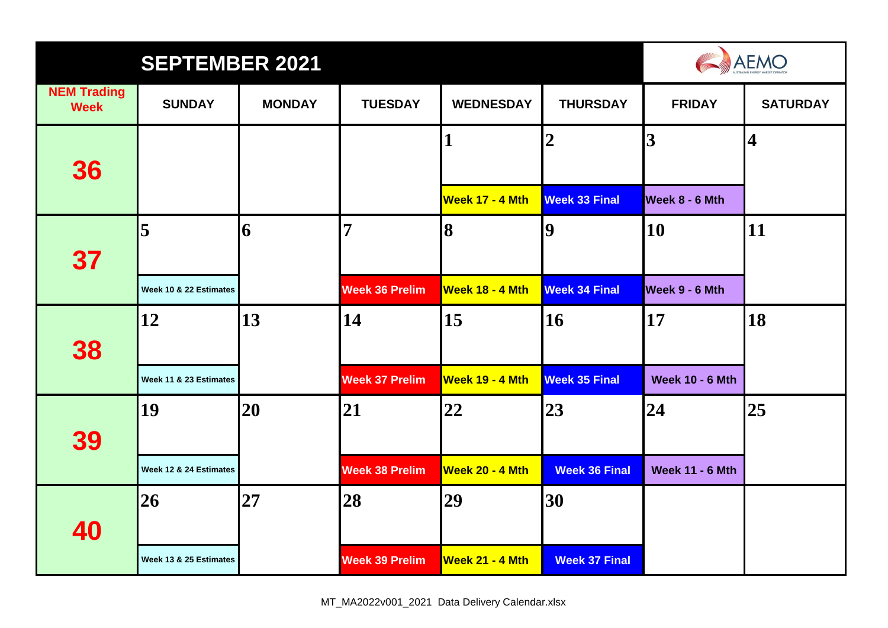# SEPTEMBER 2021

AEMO

| NEM Trading Week | SUNDAY | MONDAY | TUESDAY | WEDNESDAY | THURSDAY | FRIDAY | SATURDAY |
|---|---|---|---|---|---|---|---|
| 36 | | | | 1 Week 17 - 4 Mth | 2 Week 33 Final | 3 Week 8 - 6 Mth | 4 |
| 37 | 5 Week 10 & 22 Estimates | 6 | 7 Week 36 Prelim | 8 Week 18 - 4 Mth | 9 Week 34 Final | 10 Week 9 - 6 Mth | 11 |
| 38 | 12 Week 11 & 23 Estimates | 13 | 14 Week 37 Prelim | 15 Week 19 - 4 Mth | 16 Week 35 Final | 17 Week 10 - 6 Mth | 18 |
| 39 | 19 Week 12 & 24 Estimates | 20 | 21 Week 38 Prelim | 22 Week 20 - 4 Mth | 23 Week 36 Final | 24 Week 11 - 6 Mth | 25 |
| 40 | 26 Week 13 & 25 Estimates | 27 | 28 Week 39 Prelim | 29 Week 21 - 4 Mth | 30 Week 37 Final | | |

MT_MA2022v001_2021 Data Delivery Calendar.xlsx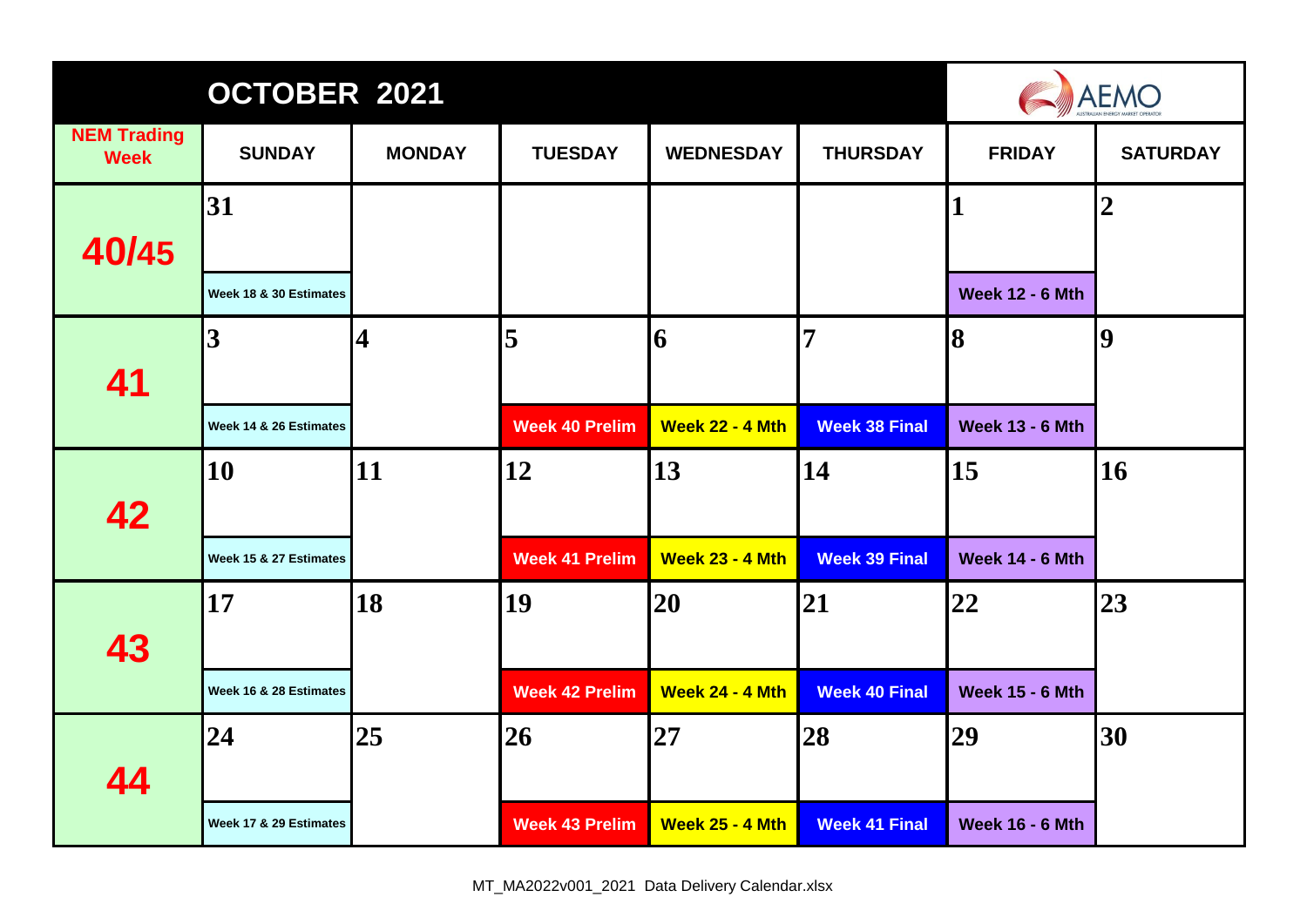# OCTOBER 2021

AEMO

| NEM Trading Week | SUNDAY | MONDAY | TUESDAY | WEDNESDAY | THURSDAY | FRIDAY | SATURDAY |
|---|---|---|---|---|---|---|---|
| 40/45 | 31<br>Week 18 & 30 Estimates | | | | | 1<br>Week 12 - 6 Mth | 2 |
| 41 | 3<br>Week 14 & 26 Estimates | 4 | 5<br>Week 40 Prelim | 6<br>Week 22 - 4 Mth | 7<br>Week 38 Final | 8<br>Week 13 - 6 Mth | 9 |
| 42 | 10<br>Week 15 & 27 Estimates | 11 | 12<br>Week 41 Prelim | 13<br>Week 23 - 4 Mth | 14<br>Week 39 Final | 15<br>Week 14 - 6 Mth | 16 |
| 43 | 17<br>Week 16 & 28 Estimates | 18 | 19<br>Week 42 Prelim | 20<br>Week 24 - 4 Mth | 21<br>Week 40 Final | 22<br>Week 15 - 6 Mth | 23 |
| 44 | 24<br>Week 17 & 29 Estimates | 25 | 26<br>Week 43 Prelim | 27<br>Week 25 - 4 Mth | 28<br>Week 41 Final | 29<br>Week 16 - 6 Mth | 30 |

MT_MA2022v001_2021 Data Delivery Calendar.xlsx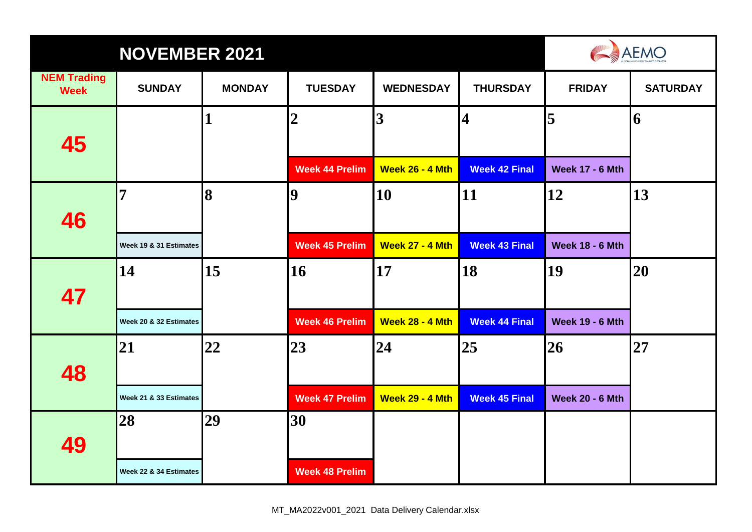# NOVEMBER 2021

AEMO

| NEM Trading Week | SUNDAY | MONDAY | TUESDAY | WEDNESDAY | THURSDAY | FRIDAY | SATURDAY |
|---|---|---|---|---|---|---|---|
| 45 | | 1 | 2<br>Week 44 Prelim | 3<br>Week 26 - 4 Mth | 4<br>Week 42 Final | 5<br>Week 17 - 6 Mth | 6 |
| 46 | 7<br>Week 19 & 31 Estimates | 8 | 9<br>Week 45 Prelim | 10<br>Week 27 - 4 Mth | 11<br>Week 43 Final | 12<br>Week 18 - 6 Mth | 13 |
| 47 | 14<br>Week 20 & 32 Estimates | 15 | 16<br>Week 46 Prelim | 17<br>Week 28 - 4 Mth | 18<br>Week 44 Final | 19<br>Week 19 - 6 Mth | 20 |
| 48 | 21<br>Week 21 & 33 Estimates | 22 | 23<br>Week 47 Prelim | 24<br>Week 29 - 4 Mth | 25<br>Week 45 Final | 26<br>Week 20 - 6 Mth | 27 |
| 49 | 28<br>Week 22 & 34 Estimates | 29 | 30<br>Week 48 Prelim | | | | |

MT_MA2022v001_2021 Data Delivery Calendar.xlsx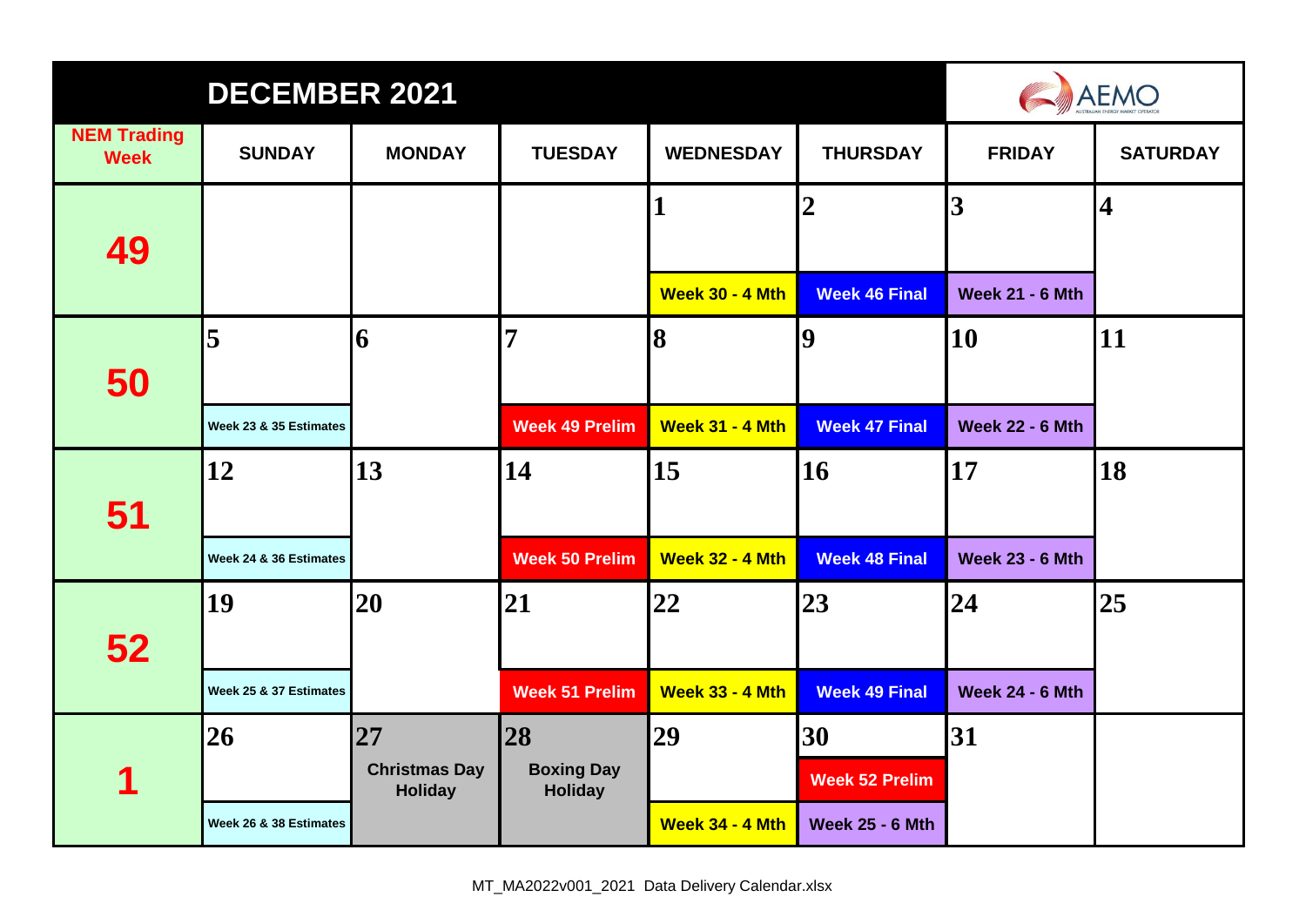# DECEMBER 2021

AEMO

| NEM Trading Week | SUNDAY | MONDAY | TUESDAY | WEDNESDAY | THURSDAY | FRIDAY | SATURDAY |
|---|---|---|---|---|---|---|---|
| 49 | | | | 1<br>Week 30 - 4 Mth | 2<br>Week 46 Final | 3<br>Week 21 - 6 Mth | 4 |
| 50 | 5<br>Week 23 & 35 Estimates | 6 | 7<br>Week 49 Prelim | 8<br>Week 31 - 4 Mth | 9<br>Week 47 Final | 10<br>Week 22 - 6 Mth | 11 |
| 51 | 12<br>Week 24 & 36 Estimates | 13 | 14<br>Week 50 Prelim | 15<br>Week 32 - 4 Mth | 16<br>Week 48 Final | 17<br>Week 23 - 6 Mth | 18 |
| 52 | 19<br>Week 25 & 37 Estimates | 20 | 21<br>Week 51 Prelim | 22<br>Week 33 - 4 Mth | 23<br>Week 49 Final | 24<br>Week 24 - 6 Mth | 25 |
| 1 | 26<br>Week 26 & 38 Estimates | 27<br>Christmas Day Holiday | 28<br>Boxing Day Holiday | 29<br>Week 34 - 4 Mth | 30<br>Week 52 Prelim<br>Week 25 - 6 Mth | 31 | |

MT_MA2022v001_2021 Data Delivery Calendar.xlsx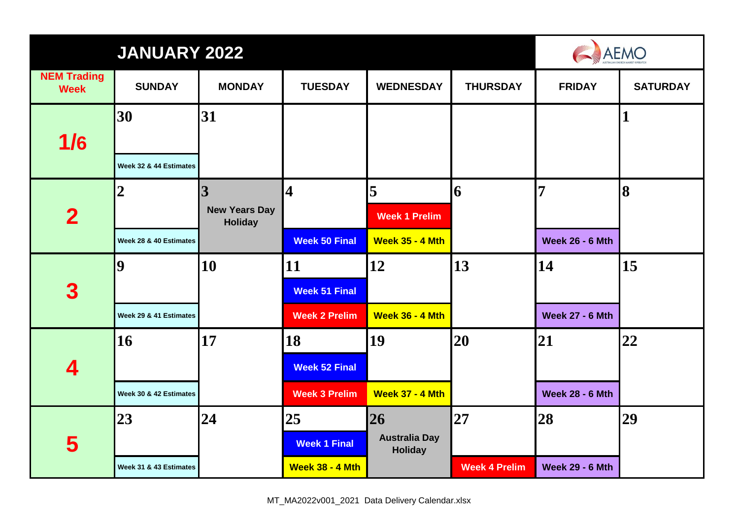# JANUARY 2022

AEMO

| NEM Trading Week | SUNDAY | MONDAY | TUESDAY | WEDNESDAY | THURSDAY | FRIDAY | SATURDAY |
|---|---|---|---|---|---|---|---|
| 1/6 | 30<br>Week 32 & 44 Estimates | 31 | | | | | 1 |
| 2 | 2<br>Week 28 & 40 Estimates | 3<br>New Years Day Holiday | 4<br>Week 50 Final | 5<br>Week 1 Prelim<br>Week 35 - 4 Mth | 6 | 7<br>Week 26 - 6 Mth | 8 |
| 3 | 9<br>Week 29 & 41 Estimates | 10 | 11<br>Week 51 Final<br>Week 2 Prelim | 12<br>Week 36 - 4 Mth | 13 | 14<br>Week 27 - 6 Mth | 15 |
| 4 | 16<br>Week 30 & 42 Estimates | 17 | 18<br>Week 52 Final<br>Week 3 Prelim | 19<br>Week 37 - 4 Mth | 20 | 21<br>Week 28 - 6 Mth | 22 |
| 5 | 23<br>Week 31 & 43 Estimates | 24 | 25<br>Week 1 Final<br>Week 38 - 4 Mth | 26<br>Australia Day Holiday | 27<br>Week 4 Prelim | 28<br>Week 29 - 6 Mth | 29 |

MT_MA2022v001_2021 Data Delivery Calendar.xlsx